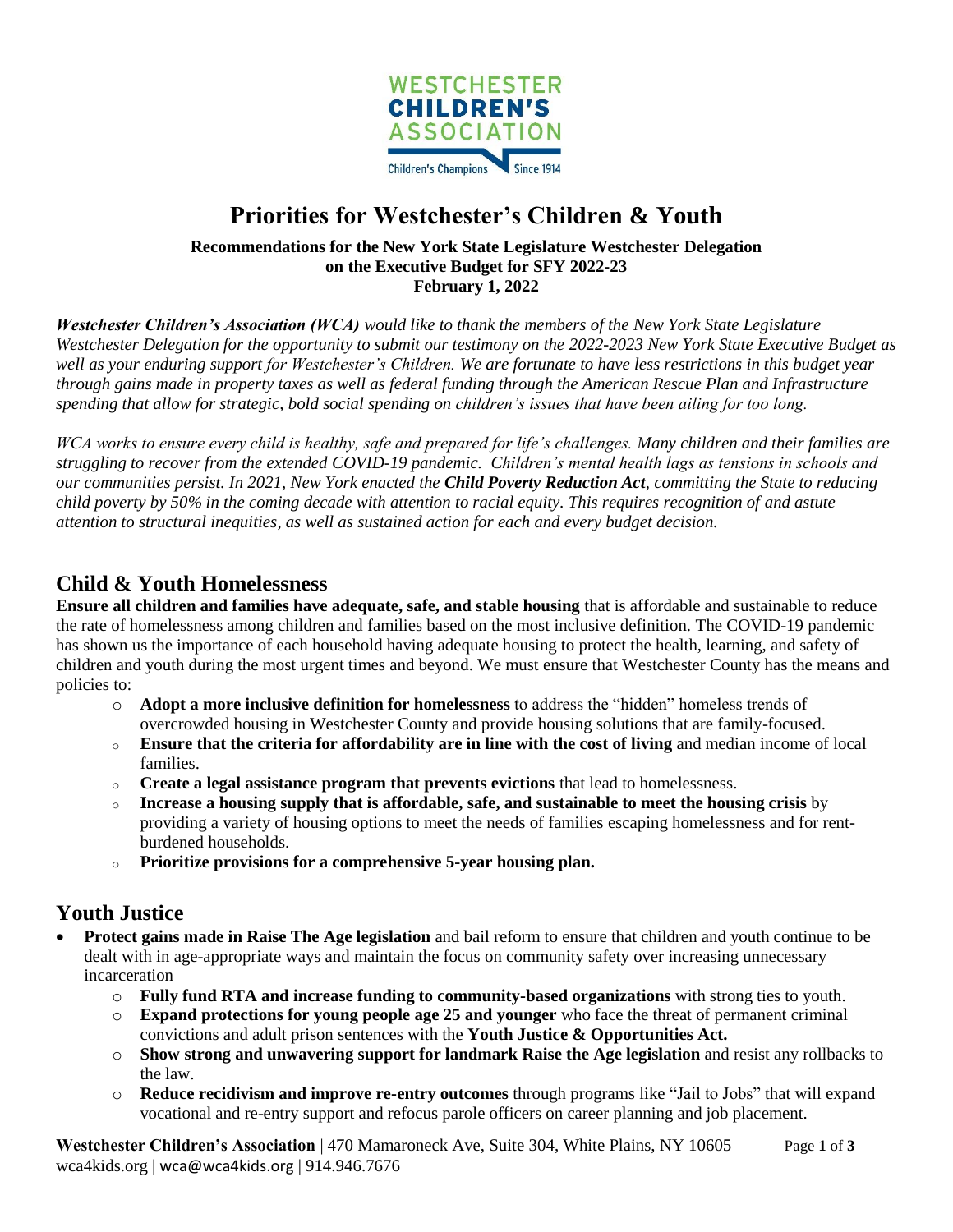# Priorities for Westchester's Children & Youth

**Recommendations for the New York State Legislature Westchester Delegation on the Executive Budget for SFY 2022-23**
**February 1, 2022**

***Westchester Children's Association (WCA)*** *would like to thank the members of the New York State Legislature Westchester Delegation for the opportunity to submit our testimony on the 2022-2023 New York State Executive Budget as well as your enduring support for Westchester's Children. We are fortunate to have less restrictions in this budget year through gains made in property taxes as well as federal funding through the American Rescue Plan and Infrastructure spending that allow for strategic, bold social spending on children's issues that have been ailing for too long.*

*WCA works to ensure every child is healthy, safe and prepared for life's challenges. Many children and their families are struggling to recover from the extended COVID-19 pandemic. Children's mental health lags as tensions in schools and our communities persist. In 2021, New York enacted the* ***Child Poverty Reduction Act****, committing the State to reducing child poverty by 50% in the coming decade with attention to racial equity. This requires recognition of and astute attention to structural inequities, as well as sustained action for each and every budget decision.*

## Child & Youth Homelessness

**Ensure all children and families have adequate, safe, and stable housing** that is affordable and sustainable to reduce the rate of homelessness among children and families based on the most inclusive definition. The COVID-19 pandemic has shown us the importance of each household having adequate housing to protect the health, learning, and safety of children and youth during the most urgent times and beyond. We must ensure that Westchester County has the means and policies to:

- **Adopt a more inclusive definition for homelessness** to address the "hidden" homeless trends of overcrowded housing in Westchester County and provide housing solutions that are family-focused.
- **Ensure that the criteria for affordability are in line with the cost of living** and median income of local families.
- **Create a legal assistance program that prevents evictions** that lead to homelessness.
- **Increase a housing supply that is affordable, safe, and sustainable to meet the housing crisis** by providing a variety of housing options to meet the needs of families escaping homelessness and for rent-burdened households.
- **Prioritize provisions for a comprehensive 5-year housing plan.**

## Youth Justice

- **Protect gains made in Raise The Age legislation** and bail reform to ensure that children and youth continue to be dealt with in age-appropriate ways and maintain the focus on community safety over increasing unnecessary incarceration
  - **Fully fund RTA and increase funding to community-based organizations** with strong ties to youth.
  - **Expand protections for young people age 25 and younger** who face the threat of permanent criminal convictions and adult prison sentences with the **Youth Justice & Opportunities Act.**
  - **Show strong and unwavering support for landmark Raise the Age legislation** and resist any rollbacks to the law.
  - **Reduce recidivism and improve re-entry outcomes** through programs like "Jail to Jobs" that will expand vocational and re-entry support and refocus parole officers on career planning and job placement.

**Westchester Children's Association** | 470 Mamaroneck Ave, Suite 304, White Plains, NY 10605
wca4kids.org | wca@wca4kids.org | 914.946.7676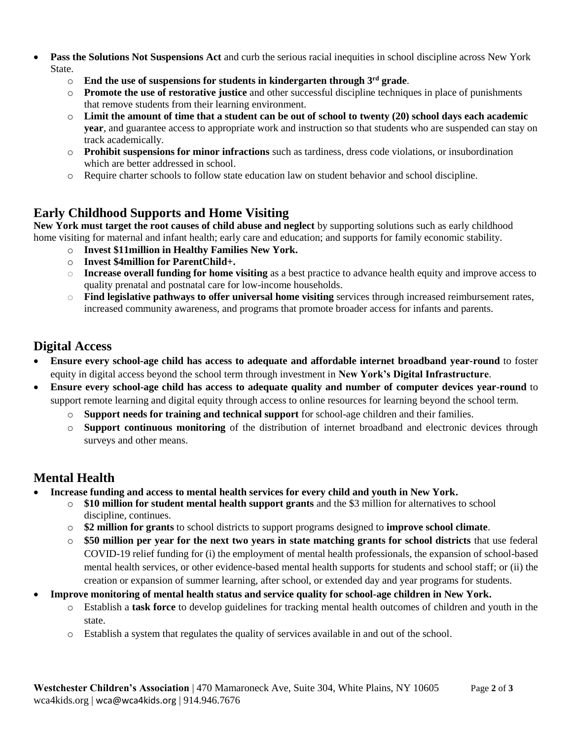- **Pass the Solutions Not Suspensions Act** and curb the serious racial inequities in school discipline across New York State.
  - **End the use of suspensions for students in kindergarten through 3rd grade**.
  - **Promote the use of restorative justice** and other successful discipline techniques in place of punishments that remove students from their learning environment.
  - **Limit the amount of time that a student can be out of school to twenty (20) school days each academic year**, and guarantee access to appropriate work and instruction so that students who are suspended can stay on track academically.
  - **Prohibit suspensions for minor infractions** such as tardiness, dress code violations, or insubordination which are better addressed in school.
  - Require charter schools to follow state education law on student behavior and school discipline.

## Early Childhood Supports and Home Visiting

**New York must target the root causes of child abuse and neglect** by supporting solutions such as early childhood home visiting for maternal and infant health; early care and education; and supports for family economic stability.

- **Invest $11million in Healthy Families New York.**
- **Invest $4million for ParentChild+.**
- **Increase overall funding for home visiting** as a best practice to advance health equity and improve access to quality prenatal and postnatal care for low-income households.
- **Find legislative pathways to offer universal home visiting** services through increased reimbursement rates, increased community awareness, and programs that promote broader access for infants and parents.

## Digital Access

- **Ensure every school-age child has access to adequate and affordable internet broadband year-round** to foster equity in digital access beyond the school term through investment in **New York's Digital Infrastructure**.
- **Ensure every school-age child has access to adequate quality and number of computer devices year-round** to support remote learning and digital equity through access to online resources for learning beyond the school term.
  - **Support needs for training and technical support** for school-age children and their families.
  - **Support continuous monitoring** of the distribution of internet broadband and electronic devices through surveys and other means.

## Mental Health

- **Increase funding and access to mental health services for every child and youth in New York.**
  - **$10 million for student mental health support grants** and the $3 million for alternatives to school discipline, continues.
  - **$2 million for grants** to school districts to support programs designed to **improve school climate**.
  - **$50 million per year for the next two years in state matching grants for school districts** that use federal COVID-19 relief funding for (i) the employment of mental health professionals, the expansion of school-based mental health services, or other evidence-based mental health supports for students and school staff; or (ii) the creation or expansion of summer learning, after school, or extended day and year programs for students.
- **Improve monitoring of mental health status and service quality for school-age children in New York.**
  - Establish a **task force** to develop guidelines for tracking mental health outcomes of children and youth in the state.
  - Establish a system that regulates the quality of services available in and out of the school.

**Westchester Children's Association** | 470 Mamaroneck Ave, Suite 304, White Plains, NY 10605
wca4kids.org | wca@wca4kids.org | 914.946.7676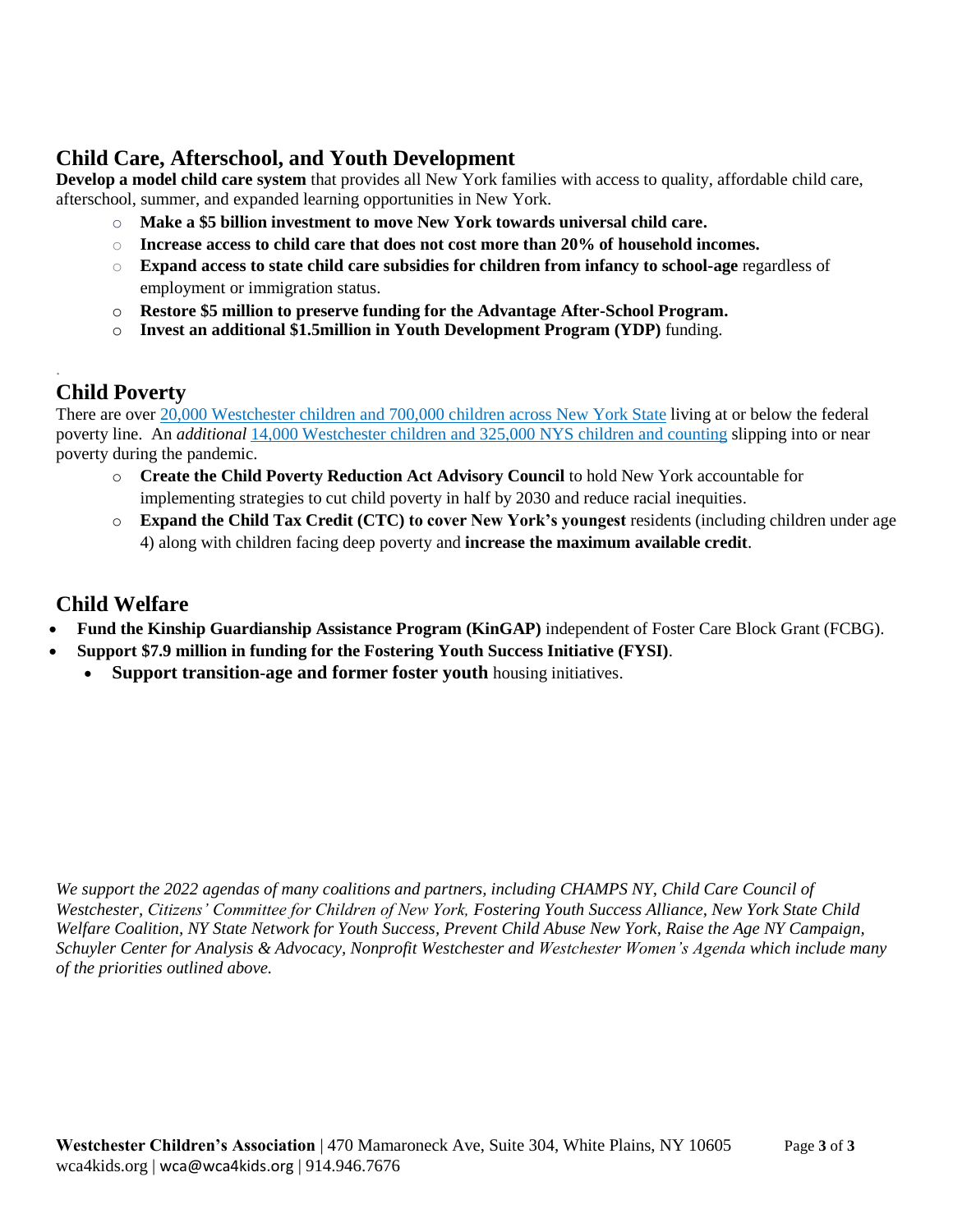## Child Care, Afterschool, and Youth Development

**Develop a model child care system** that provides all New York families with access to quality, affordable child care, afterschool, summer, and expanded learning opportunities in New York.

- **Make a $5 billion investment to move New York towards universal child care.**
- **Increase access to child care that does not cost more than 20% of household incomes.**
- **Expand access to state child care subsidies for children from infancy to school-age** regardless of employment or immigration status.
- **Restore $5 million to preserve funding for the Advantage After-School Program.**
- **Invest an additional $1.5million in Youth Development Program (YDP)** funding.

## Child Poverty

There are over [20,000 Westchester children and 700,000 children across New York State]() living at or below the federal poverty line. An *additional* [14,000 Westchester children and 325,000 NYS children and counting]() slipping into or near poverty during the pandemic.

- **Create the Child Poverty Reduction Act Advisory Council** to hold New York accountable for implementing strategies to cut child poverty in half by 2030 and reduce racial inequities.
- **Expand the Child Tax Credit (CTC) to cover New York's youngest** residents (including children under age 4) along with children facing deep poverty and **increase the maximum available credit**.

## Child Welfare

- **Fund the Kinship Guardianship Assistance Program (KinGAP)** independent of Foster Care Block Grant (FCBG).
- **Support $7.9 million in funding for the Fostering Youth Success Initiative (FYSI)**.
  - **Support transition-age and former foster youth** housing initiatives.

*We support the 2022 agendas of many coalitions and partners, including CHAMPS NY, Child Care Council of Westchester, Citizens' Committee for Children of New York, Fostering Youth Success Alliance, New York State Child Welfare Coalition, NY State Network for Youth Success, Prevent Child Abuse New York, Raise the Age NY Campaign, Schuyler Center for Analysis & Advocacy, Nonprofit Westchester and Westchester Women's Agenda which include many of the priorities outlined above.*

**Westchester Children's Association** | 470 Mamaroneck Ave, Suite 304, White Plains, NY 10605
wca4kids.org | wca@wca4kids.org | 914.946.7676